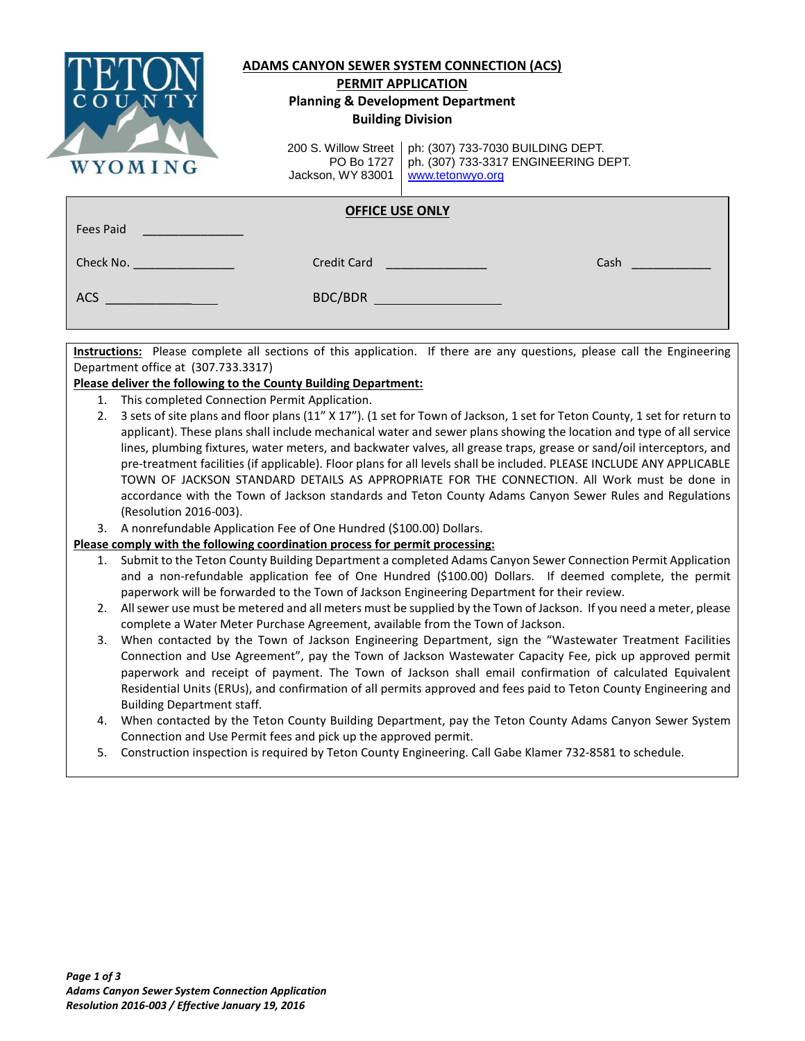TETON COUNTY WYOMING

# ADAMS CANYON SEWER SYSTEM CONNECTION (ACS)

## PERMIT APPLICATION

### Planning & Development Department
### Building Division

200 S. Willow Street
PO Bo 1727
Jackson, WY 83001

ph: (307) 733-7030 BUILDING DEPT.
ph. (307) 733-3317 ENGINEERING DEPT.
www.tetonwyo.org

**OFFICE USE ONLY**

Fees Paid _______________

Check No. _______________ Credit Card _______________ Cash ____________

ACS ________________ BDC/BDR ___________________

**Instructions:** Please complete all sections of this application. If there are any questions, please call the Engineering Department office at (307.733.3317)

**Please deliver the following to the County Building Department:**

1. This completed Connection Permit Application.
2. 3 sets of site plans and floor plans (11" X 17"). (1 set for Town of Jackson, 1 set for Teton County, 1 set for return to applicant). These plans shall include mechanical water and sewer plans showing the location and type of all service lines, plumbing fixtures, water meters, and backwater valves, all grease traps, grease or sand/oil interceptors, and pre-treatment facilities (if applicable). Floor plans for all levels shall be included. PLEASE INCLUDE ANY APPLICABLE TOWN OF JACKSON STANDARD DETAILS AS APPROPRIATE FOR THE CONNECTION. All Work must be done in accordance with the Town of Jackson standards and Teton County Adams Canyon Sewer Rules and Regulations (Resolution 2016-003).
3. A nonrefundable Application Fee of One Hundred ($100.00) Dollars.

**Please comply with the following coordination process for permit processing:**

1. Submit to the Teton County Building Department a completed Adams Canyon Sewer Connection Permit Application and a non-refundable application fee of One Hundred ($100.00) Dollars. If deemed complete, the permit paperwork will be forwarded to the Town of Jackson Engineering Department for their review.
2. All sewer use must be metered and all meters must be supplied by the Town of Jackson. If you need a meter, please complete a Water Meter Purchase Agreement, available from the Town of Jackson.
3. When contacted by the Town of Jackson Engineering Department, sign the "Wastewater Treatment Facilities Connection and Use Agreement", pay the Town of Jackson Wastewater Capacity Fee, pick up approved permit paperwork and receipt of payment. The Town of Jackson shall email confirmation of calculated Equivalent Residential Units (ERUs), and confirmation of all permits approved and fees paid to Teton County Engineering and Building Department staff.
4. When contacted by the Teton County Building Department, pay the Teton County Adams Canyon Sewer System Connection and Use Permit fees and pick up the approved permit.
5. Construction inspection is required by Teton County Engineering. Call Gabe Klamer 732-8581 to schedule.

*Adams Canyon Sewer System Connection Application*
*Resolution 2016-003 / Effective January 19, 2016*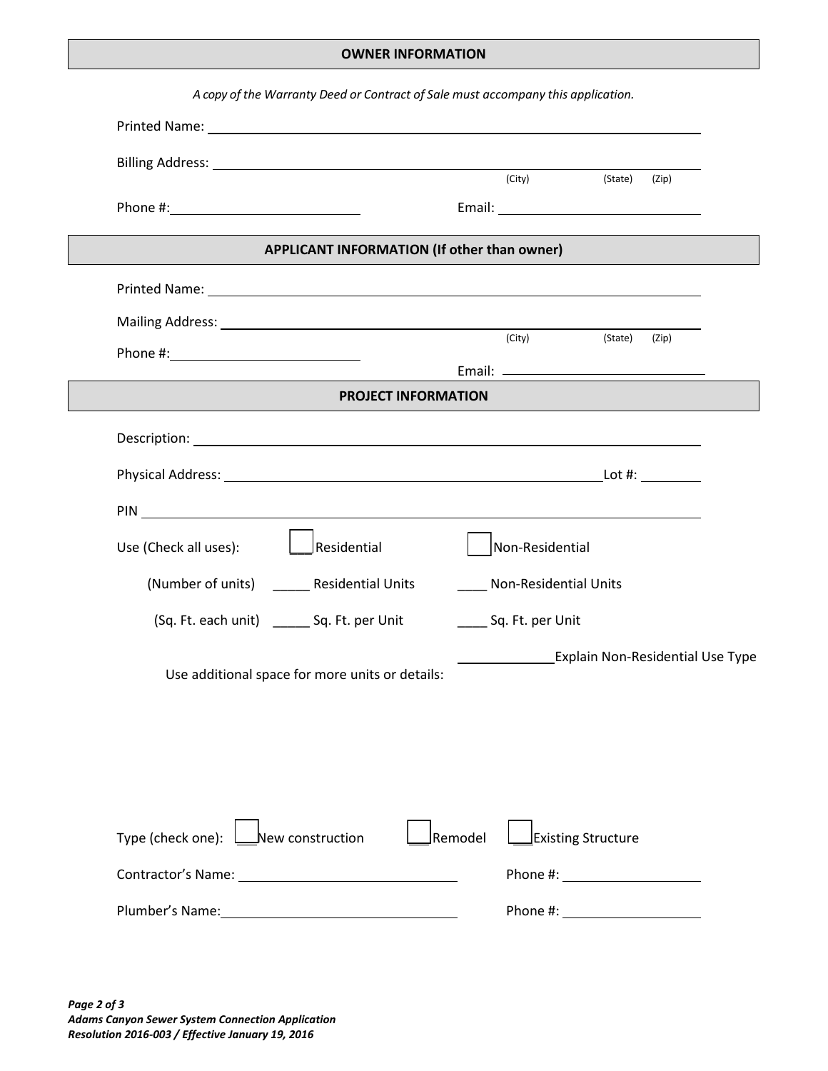## OWNER INFORMATION

*A copy of the Warranty Deed or Contract of Sale must accompany this application.*

Printed Name: ______________________________________________

Billing Address: ______________________________________________
(City) (State) (Zip)

Phone #: ____________________ Email: ____________________

## APPLICANT INFORMATION (If other than owner)

Printed Name: ______________________________________________

Mailing Address: ______________________________________________
(City) (State) (Zip)

Phone #: ____________________

Email: ____________________

## PROJECT INFORMATION

Description: ______________________________________________

Physical Address: ______________________________________ Lot #: ________

PIN ______________________________________________

Use (Check all uses): ☐ Residential ☐ Non-Residential

(Number of units) _____ Residential Units ____ Non-Residential Units

(Sq. Ft. each unit) _____ Sq. Ft. per Unit ____ Sq. Ft. per Unit

_____________ Explain Non-Residential Use Type

Use additional space for more units or details:

Type (check one): ☐ New construction ☐ Remodel ☐ Existing Structure

Contractor's Name: ____________________ Phone #: ____________________

Plumber's Name: ____________________ Phone #: ____________________

***Adams Canyon Sewer System Connection Application***
***Resolution 2016-003 / Effective January 19, 2016***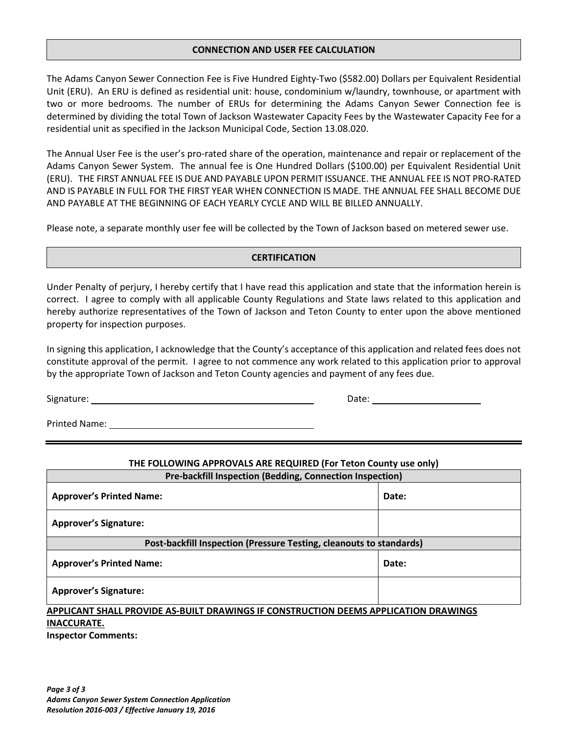## CONNECTION AND USER FEE CALCULATION

The Adams Canyon Sewer Connection Fee is Five Hundred Eighty-Two ($582.00) Dollars per Equivalent Residential Unit (ERU). An ERU is defined as residential unit: house, condominium w/laundry, townhouse, or apartment with two or more bedrooms. The number of ERUs for determining the Adams Canyon Sewer Connection fee is determined by dividing the total Town of Jackson Wastewater Capacity Fees by the Wastewater Capacity Fee for a residential unit as specified in the Jackson Municipal Code, Section 13.08.020.

The Annual User Fee is the user's pro-rated share of the operation, maintenance and repair or replacement of the Adams Canyon Sewer System. The annual fee is One Hundred Dollars ($100.00) per Equivalent Residential Unit (ERU). THE FIRST ANNUAL FEE IS DUE AND PAYABLE UPON PERMIT ISSUANCE. THE ANNUAL FEE IS NOT PRO-RATED AND IS PAYABLE IN FULL FOR THE FIRST YEAR WHEN CONNECTION IS MADE. THE ANNUAL FEE SHALL BECOME DUE AND PAYABLE AT THE BEGINNING OF EACH YEARLY CYCLE AND WILL BE BILLED ANNUALLY.

Please note, a separate monthly user fee will be collected by the Town of Jackson based on metered sewer use.

## CERTIFICATION

Under Penalty of perjury, I hereby certify that I have read this application and state that the information herein is correct. I agree to comply with all applicable County Regulations and State laws related to this application and hereby authorize representatives of the Town of Jackson and Teton County to enter upon the above mentioned property for inspection purposes.

In signing this application, I acknowledge that the County's acceptance of this application and related fees does not constitute approval of the permit. I agree to not commence any work related to this application prior to approval by the appropriate Town of Jackson and Teton County agencies and payment of any fees due.

Signature: ______________________________ Date: ________________

Printed Name: ______________________________

---

**THE FOLLOWING APPROVALS ARE REQUIRED (For Teton County use only)**

| | |
|---|---|
| **Pre-backfill Inspection (Bedding, Connection Inspection)** | |
| **Approver's Printed Name:** | **Date:** |
| **Approver's Signature:** | |
| **Post-backfill Inspection (Pressure Testing, cleanouts to standards)** | |
| **Approver's Printed Name:** | **Date:** |
| **Approver's Signature:** | |

**APPLICANT SHALL PROVIDE AS-BUILT DRAWINGS IF CONSTRUCTION DEEMS APPLICATION DRAWINGS INACCURATE.**

**Inspector Comments:**

***Adams Canyon Sewer System Connection Application***
***Resolution 2016-003 / Effective January 19, 2016***